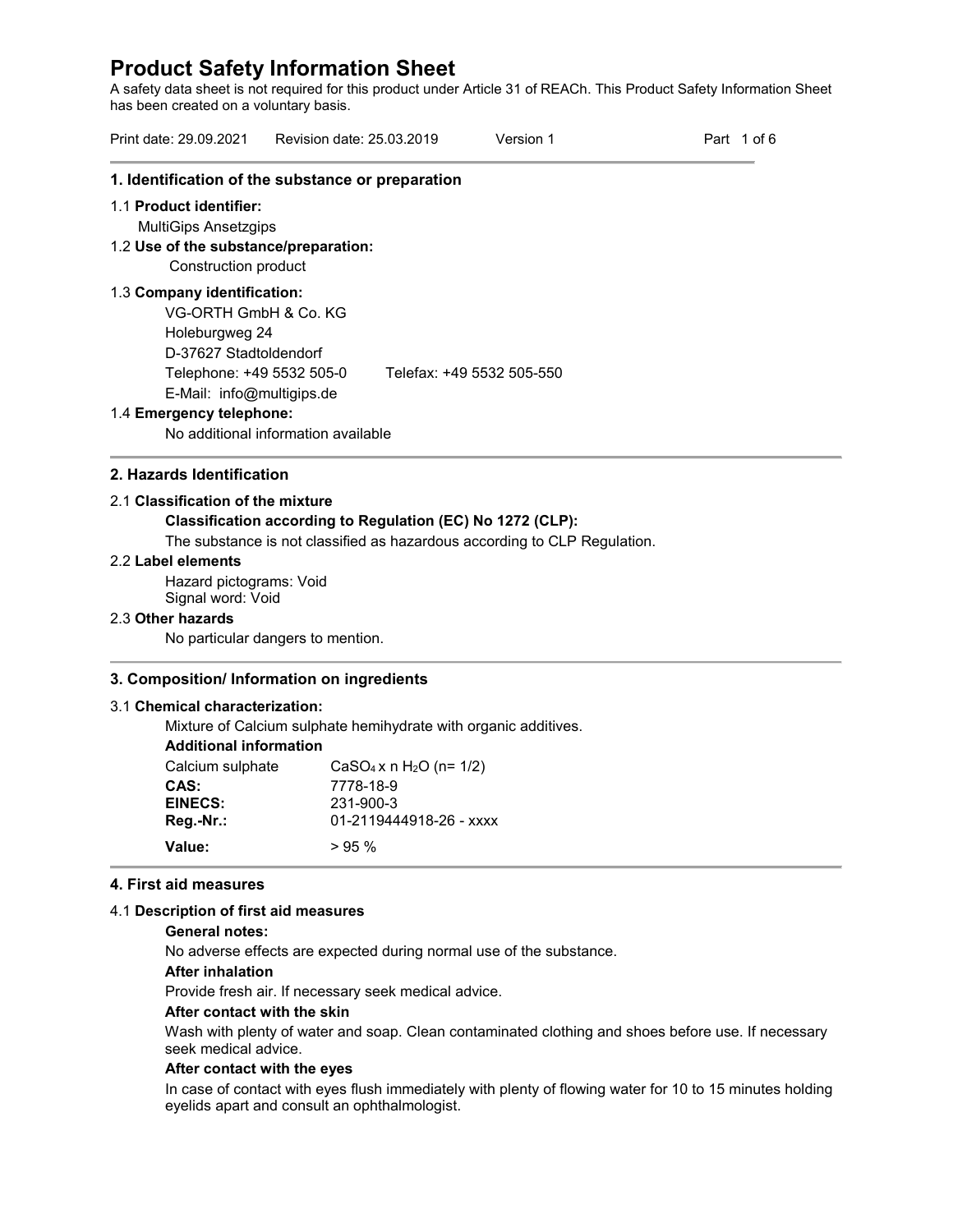# Product Safety Information Sheet

A safety data sheet is not required for this product under Article 31 of REACh. This Product Safety Information Sheet has been created on a voluntary basis.

Print date: 29.09.2021 Revision date: 25.03.2019 Version 1

## 1. Identification of the substance or preparation

1.1 **Product identifier:**

MultiGips Ansetzgips

1.2 **Use of the substance/preparation:**

Construction product

1.3 **Company identification:**

VG-ORTH GmbH & Co. KG
Holeburgweg 24
D-37627 Stadtoldendorf
Telephone: +49 5532 505-0 Telefax: +49 5532 505-550
E-Mail: info@multigips.de

1.4 **Emergency telephone:**

No additional information available

## 2. Hazards Identification

2.1 **Classification of the mixture**

**Classification according to Regulation (EC) No 1272 (CLP):**

The substance is not classified as hazardous according to CLP Regulation.

2.2 **Label elements**

Hazard pictograms: Void
Signal word: Void

2.3 **Other hazards**

No particular dangers to mention.

## 3. Composition/ Information on ingredients

3.1 **Chemical characterization:**

Mixture of Calcium sulphate hemihydrate with organic additives.

**Additional information**

| | |
|---|---|
| Calcium sulphate | $CaSO_4$ x n $H_2O$ (n= 1/2) |
| **CAS:** | 7778-18-9 |
| **EINECS:** | 231-900-3 |
| **Reg.-Nr.:** | 01-2119444918-26 - xxxx |
| **Value:** | > 95 % |

## 4. First aid measures

4.1 **Description of first aid measures**

**General notes:**

No adverse effects are expected during normal use of the substance.

**After inhalation**

Provide fresh air. If necessary seek medical advice.

**After contact with the skin**

Wash with plenty of water and soap. Clean contaminated clothing and shoes before use. If necessary seek medical advice.

**After contact with the eyes**

In case of contact with eyes flush immediately with plenty of flowing water for 10 to 15 minutes holding eyelids apart and consult an ophthalmologist.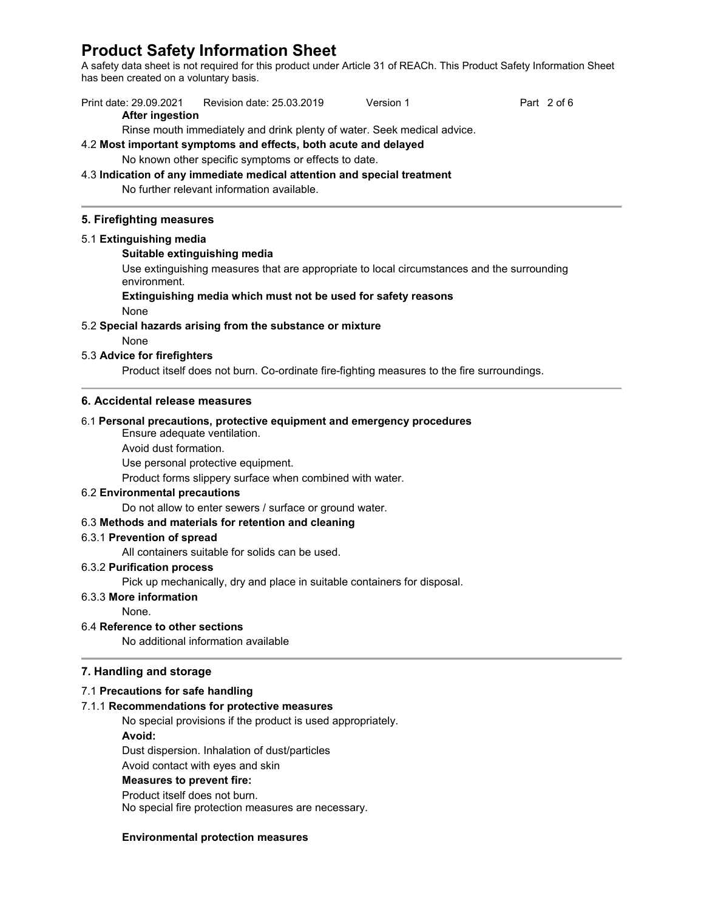**After ingestion**

Rinse mouth immediately and drink plenty of water. Seek medical advice.

4.2 **Most important symptoms and effects, both acute and delayed**

No known other specific symptoms or effects to date.

4.3 **Indication of any immediate medical attention and special treatment**

No further relevant information available.

## 5. Firefighting measures

5.1 **Extinguishing media**

**Suitable extinguishing media**

Use extinguishing measures that are appropriate to local circumstances and the surrounding environment.

**Extinguishing media which must not be used for safety reasons**

None

5.2 **Special hazards arising from the substance or mixture**

None

5.3 **Advice for firefighters**

Product itself does not burn. Co-ordinate fire-fighting measures to the fire surroundings.

## 6. Accidental release measures

6.1 **Personal precautions, protective equipment and emergency procedures**

Ensure adequate ventilation.

Avoid dust formation.

Use personal protective equipment.

Product forms slippery surface when combined with water.

6.2 **Environmental precautions**

Do not allow to enter sewers / surface or ground water.

6.3 **Methods and materials for retention and cleaning**

6.3.1 **Prevention of spread**

All containers suitable for solids can be used.

6.3.2 **Purification process**

Pick up mechanically, dry and place in suitable containers for disposal.

6.3.3 **More information**

None.

6.4 **Reference to other sections**

No additional information available

## 7. Handling and storage

7.1 **Precautions for safe handling**

7.1.1 **Recommendations for protective measures**

No special provisions if the product is used appropriately.

**Avoid:**

Dust dispersion. Inhalation of dust/particles

Avoid contact with eyes and skin

**Measures to prevent fire:**

Product itself does not burn.
No special fire protection measures are necessary.

**Environmental protection measures**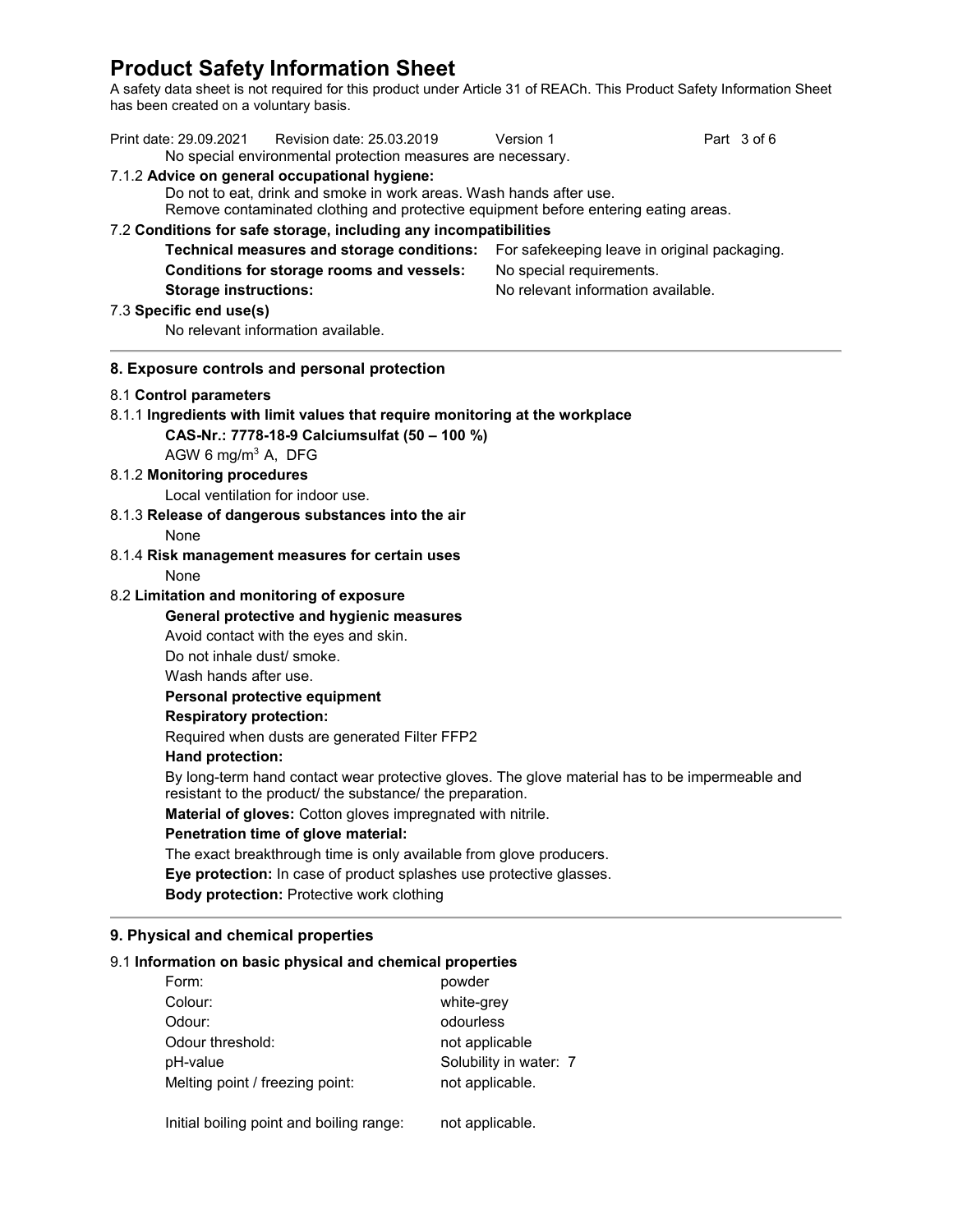No special environmental protection measures are necessary.

7.1.2 **Advice on general occupational hygiene:**

Do not to eat, drink and smoke in work areas. Wash hands after use.
Remove contaminated clothing and protective equipment before entering eating areas.

7.2 **Conditions for safe storage, including any incompatibilities**

**Technical measures and storage conditions:** For safekeeping leave in original packaging.
**Conditions for storage rooms and vessels:** No special requirements.
**Storage instructions:** No relevant information available.

7.3 **Specific end use(s)**

No relevant information available.

## 8. Exposure controls and personal protection

8.1 **Control parameters**

8.1.1 **Ingredients with limit values that require monitoring at the workplace**

**CAS-Nr.: 7778-18-9 Calciumsulfat (50 – 100 %)**

AGW 6 mg/m$^3$ A, DFG

8.1.2 **Monitoring procedures**

Local ventilation for indoor use.

8.1.3 **Release of dangerous substances into the air**

None

8.1.4 **Risk management measures for certain uses**

None

8.2 **Limitation and monitoring of exposure**

**General protective and hygienic measures**

Avoid contact with the eyes and skin.

Do not inhale dust/ smoke.

Wash hands after use.

**Personal protective equipment**

**Respiratory protection:**

Required when dusts are generated Filter FFP2

**Hand protection:**

By long-term hand contact wear protective gloves. The glove material has to be impermeable and resistant to the product/ the substance/ the preparation.

**Material of gloves:** Cotton gloves impregnated with nitrile.

**Penetration time of glove material:**

The exact breakthrough time is only available from glove producers.

**Eye protection:** In case of product splashes use protective glasses.

**Body protection:** Protective work clothing

## 9. Physical and chemical properties

9.1 **Information on basic physical and chemical properties**

| | |
|---|---|
| Form: | powder |
| Colour: | white-grey |
| Odour: | odourless |
| Odour threshold: | not applicable |
| pH-value | Solubility in water: 7 |
| Melting point / freezing point: | not applicable. |
| Initial boiling point and boiling range: | not applicable. |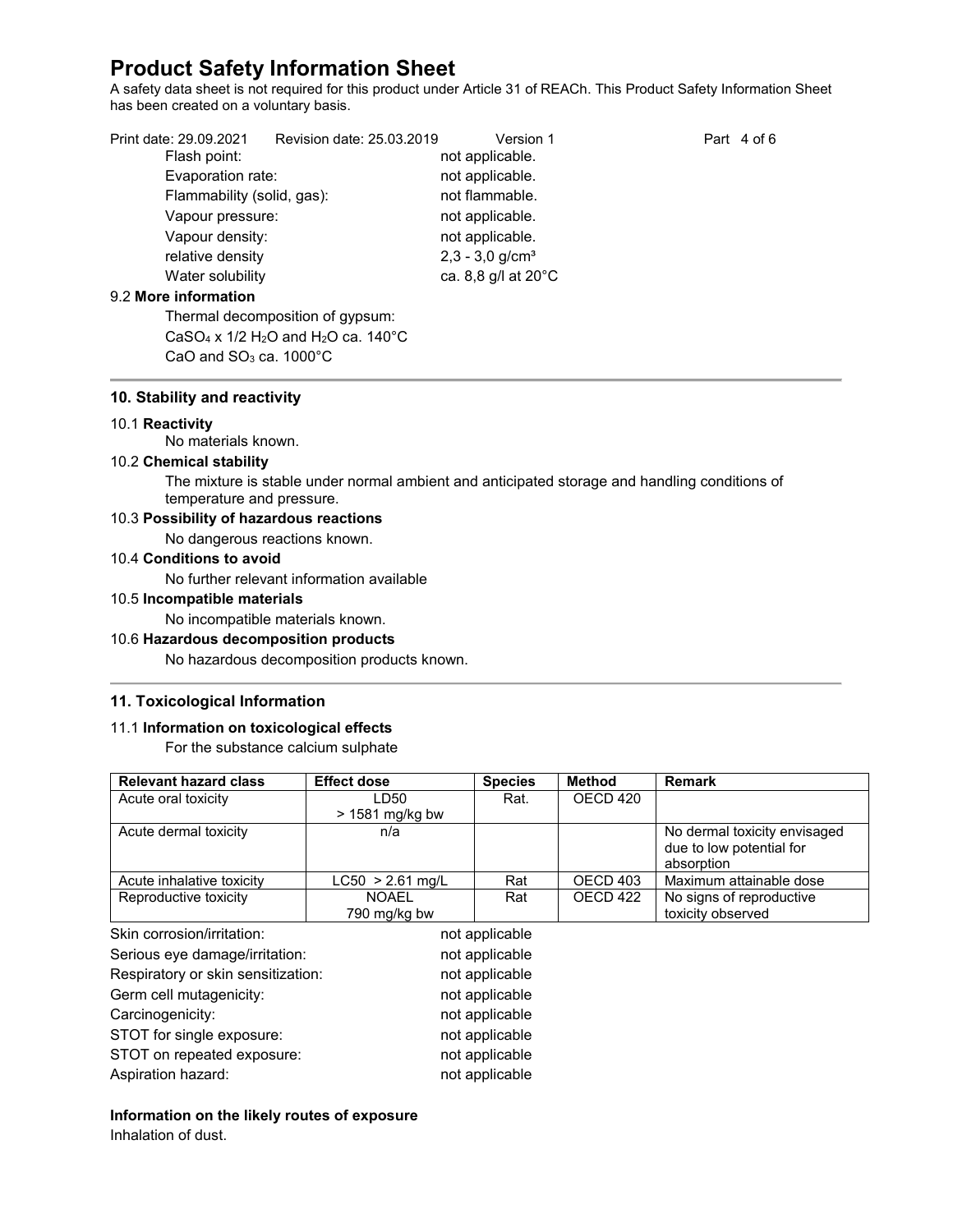# Product Safety Information Sheet

A safety data sheet is not required for this product under Article 31 of REACh. This Product Safety Information Sheet has been created on a voluntary basis.

Print date: 29.09.2021 Revision date: 25.03.2019 Version 1

| | |
|---|---|
| Flash point: | not applicable. |
| Evaporation rate: | not applicable. |
| Flammability (solid, gas): | not flammable. |
| Vapour pressure: | not applicable. |
| Vapour density: | not applicable. |
| relative density | 2,3 - 3,0 g/cm³ |
| Water solubility | ca. 8,8 g/l at 20°C |

9.2 **More information**

Thermal decomposition of gypsum:
$CaSO_4 \times 1/2\ H_2O$ and $H_2O$ ca. 140°C
$CaO$ and $SO_3$ ca. 1000°C

## 10. Stability and reactivity

10.1 **Reactivity**

No materials known.

10.2 **Chemical stability**

The mixture is stable under normal ambient and anticipated storage and handling conditions of temperature and pressure.

10.3 **Possibility of hazardous reactions**

No dangerous reactions known.

10.4 **Conditions to avoid**

No further relevant information available

10.5 **Incompatible materials**

No incompatible materials known.

10.6 **Hazardous decomposition products**

No hazardous decomposition products known.

## 11. Toxicological Information

11.1 **Information on toxicological effects**

For the substance calcium sulphate

| Relevant hazard class | Effect dose | Species | Method | Remark |
|---|---|---|---|---|
| Acute oral toxicity | LD50 > 1581 mg/kg bw | Rat. | OECD 420 | |
| Acute dermal toxicity | n/a | | | No dermal toxicity envisaged due to low potential for absorption |
| Acute inhalative toxicity | LC50 > 2.61 mg/L | Rat | OECD 403 | Maximum attainable dose |
| Reproductive toxicity | NOAEL 790 mg/kg bw | Rat | OECD 422 | No signs of reproductive toxicity observed |

| | |
|---|---|
| Skin corrosion/irritation: | not applicable |
| Serious eye damage/irritation: | not applicable |
| Respiratory or skin sensitization: | not applicable |
| Germ cell mutagenicity: | not applicable |
| Carcinogenicity: | not applicable |
| STOT for single exposure: | not applicable |
| STOT on repeated exposure: | not applicable |
| Aspiration hazard: | not applicable |

**Information on the likely routes of exposure**

Inhalation of dust.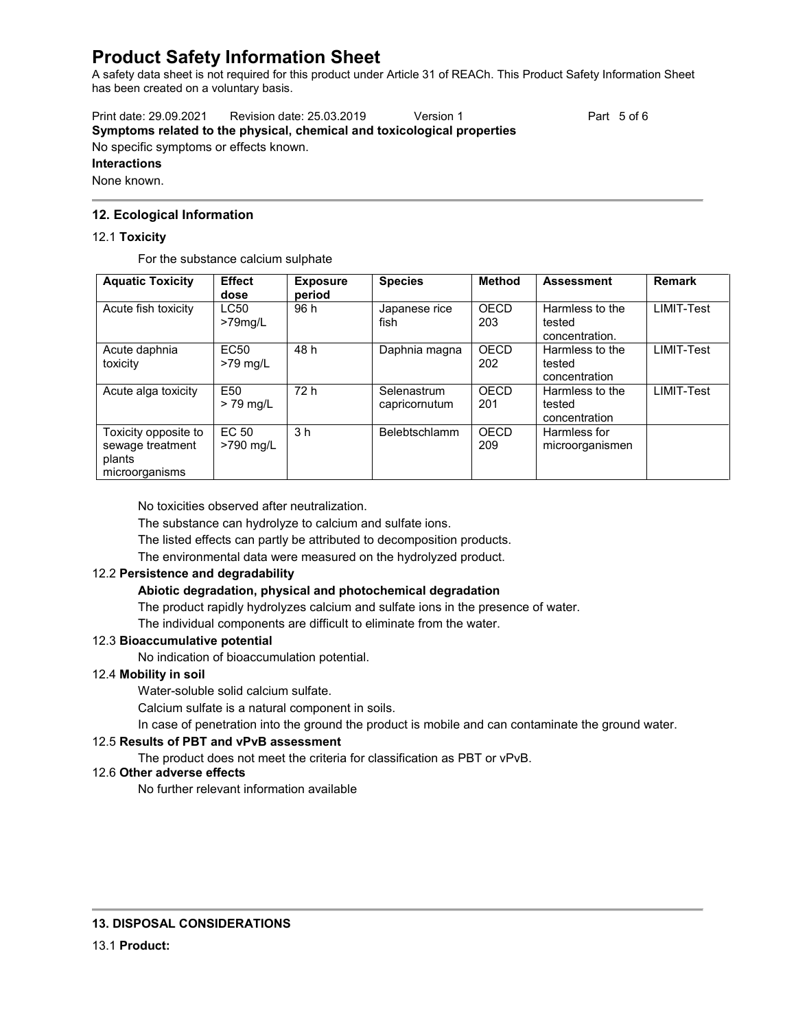**Symptoms related to the physical, chemical and toxicological properties**

No specific symptoms or effects known.

**Interactions**

None known.

## 12. Ecological Information

### 12.1 **Toxicity**

For the substance calcium sulphate

| Aquatic Toxicity | Effect dose | Exposure period | Species | Method | Assessment | Remark |
|---|---|---|---|---|---|---|
| Acute fish toxicity | LC50 >79mg/L | 96 h | Japanese rice fish | OECD 203 | Harmless to the tested concentration. | LIMIT-Test |
| Acute daphnia toxicity | EC50 >79 mg/L | 48 h | Daphnia magna | OECD 202 | Harmless to the tested concentration | LIMIT-Test |
| Acute alga toxicity | E50 > 79 mg/L | 72 h | Selenastrum capricornutum | OECD 201 | Harmless to the tested concentration | LIMIT-Test |
| Toxicity opposite to sewage treatment plants microorganisms | EC 50 >790 mg/L | 3 h | Belebtschlamm | OECD 209 | Harmless for microorganismen | |

No toxicities observed after neutralization.

The substance can hydrolyze to calcium and sulfate ions.

The listed effects can partly be attributed to decomposition products.

The environmental data were measured on the hydrolyzed product.

### 12.2 **Persistence and degradability**

**Abiotic degradation, physical and photochemical degradation**

The product rapidly hydrolyzes calcium and sulfate ions in the presence of water.

The individual components are difficult to eliminate from the water.

### 12.3 **Bioaccumulative potential**

No indication of bioaccumulation potential.

### 12.4 **Mobility in soil**

Water-soluble solid calcium sulfate.

Calcium sulfate is a natural component in soils.

In case of penetration into the ground the product is mobile and can contaminate the ground water.

### 12.5 **Results of PBT and vPvB assessment**

The product does not meet the criteria for classification as PBT or vPvB.

### 12.6 **Other adverse effects**

No further relevant information available

## 13. DISPOSAL CONSIDERATIONS

13.1 **Product:**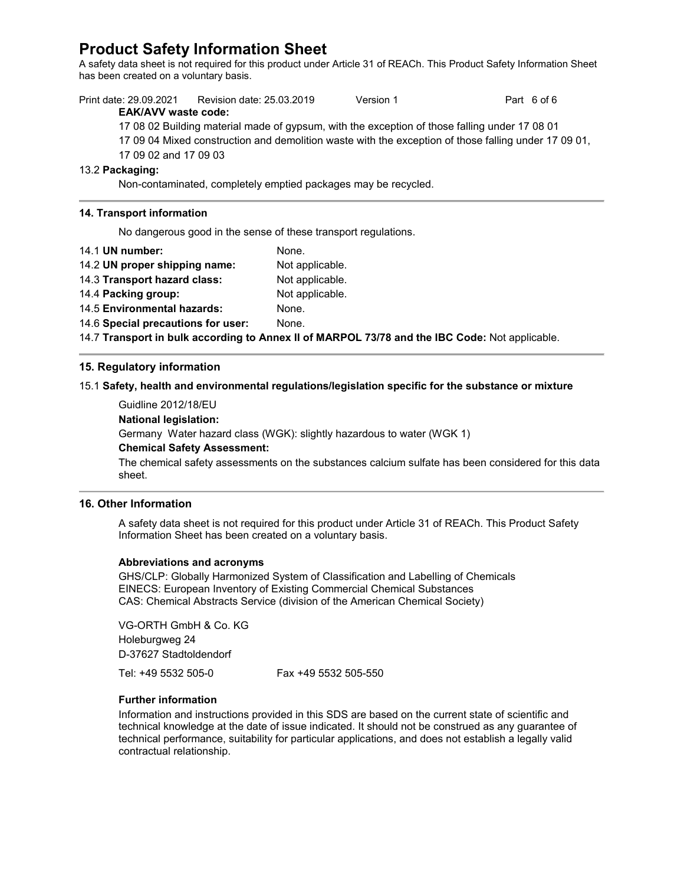**EAK/AVV waste code:**

17 08 02 Building material made of gypsum, with the exception of those falling under 17 08 01

17 09 04 Mixed construction and demolition waste with the exception of those falling under 17 09 01, 17 09 02 and 17 09 03

13.2 **Packaging:**

Non-contaminated, completely emptied packages may be recycled.

## 14. Transport information

No dangerous good in the sense of these transport regulations.

| | |
|---|---|
| 14.1 **UN number:** | None. |
| 14.2 **UN proper shipping name:** | Not applicable. |
| 14.3 **Transport hazard class:** | Not applicable. |
| 14.4 **Packing group:** | Not applicable. |
| 14.5 **Environmental hazards:** | None. |
| 14.6 **Special precautions for user:** | None. |

14.7 **Transport in bulk according to Annex II of MARPOL 73/78 and the IBC Code:** Not applicable.

## 15. Regulatory information

15.1 **Safety, health and environmental regulations/legislation specific for the substance or mixture**

Guidline 2012/18/EU

**National legislation:**

Germany Water hazard class (WGK): slightly hazardous to water (WGK 1)

**Chemical Safety Assessment:**

The chemical safety assessments on the substances calcium sulfate has been considered for this data sheet.

## 16. Other Information

A safety data sheet is not required for this product under Article 31 of REACh. This Product Safety Information Sheet has been created on a voluntary basis.

**Abbreviations and acronyms**

GHS/CLP: Globally Harmonized System of Classification and Labelling of Chemicals
EINECS: European Inventory of Existing Commercial Chemical Substances
CAS: Chemical Abstracts Service (division of the American Chemical Society)

VG-ORTH GmbH & Co. KG
Holeburgweg 24
D-37627 Stadtoldendorf

Tel: +49 5532 505-0 Fax +49 5532 505-550

**Further information**

Information and instructions provided in this SDS are based on the current state of scientific and technical knowledge at the date of issue indicated. It should not be construed as any guarantee of technical performance, suitability for particular applications, and does not establish a legally valid contractual relationship.